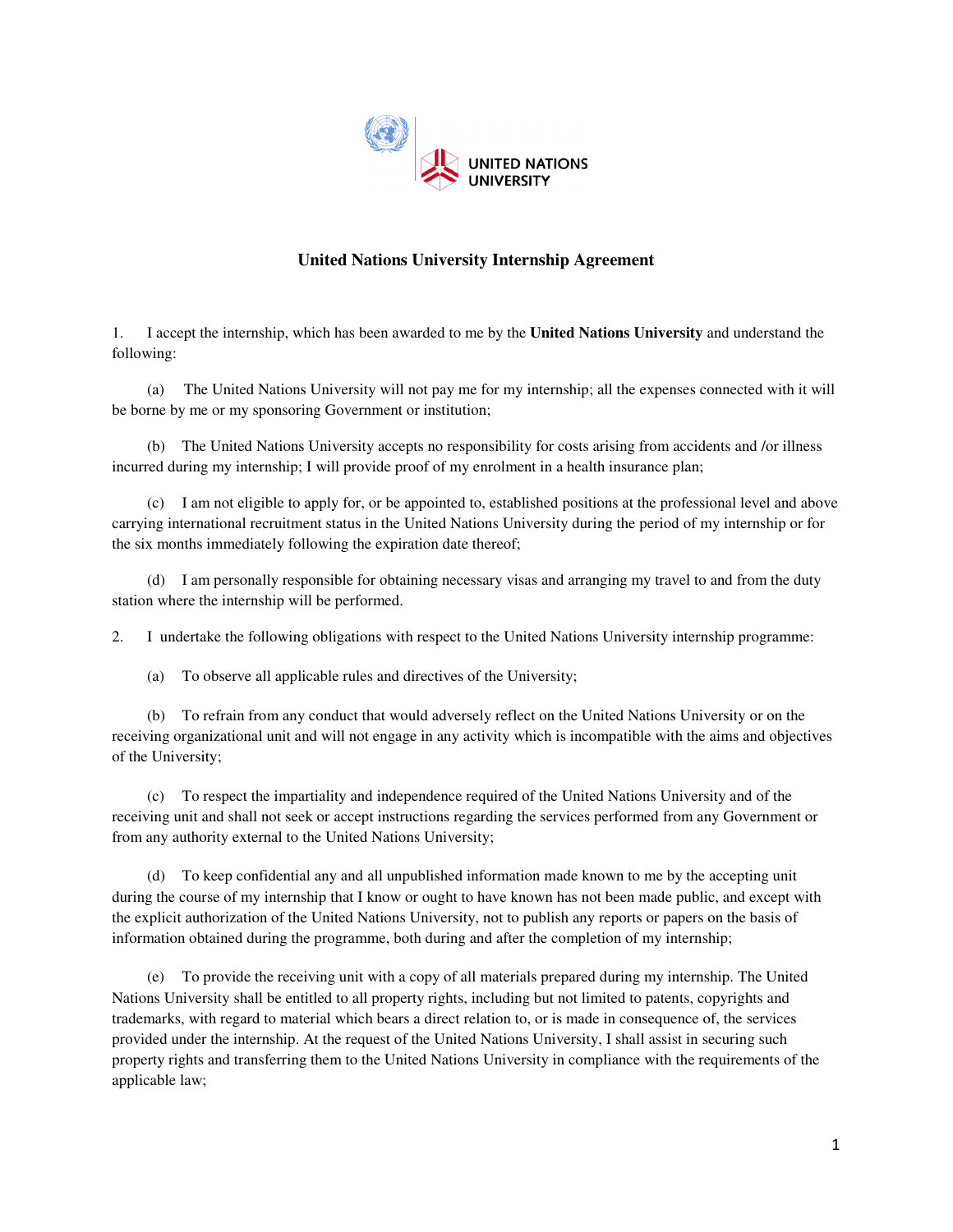# United Nations University Internship Agreement

1. I accept the internship, which has been awarded to me by the **United Nations University** and understand the following:

   (a) The United Nations University will not pay me for my internship; all the expenses connected with it will be borne by me or my sponsoring Government or institution;

   (b) The United Nations University accepts no responsibility for costs arising from accidents and /or illness incurred during my internship; I will provide proof of my enrolment in a health insurance plan;

   (c) I am not eligible to apply for, or be appointed to, established positions at the professional level and above carrying international recruitment status in the United Nations University during the period of my internship or for the six months immediately following the expiration date thereof;

   (d) I am personally responsible for obtaining necessary visas and arranging my travel to and from the duty station where the internship will be performed.

2. I undertake the following obligations with respect to the United Nations University internship programme:

   (a) To observe all applicable rules and directives of the University;

   (b) To refrain from any conduct that would adversely reflect on the United Nations University or on the receiving organizational unit and will not engage in any activity which is incompatible with the aims and objectives of the University;

   (c) To respect the impartiality and independence required of the United Nations University and of the receiving unit and shall not seek or accept instructions regarding the services performed from any Government or from any authority external to the United Nations University;

   (d) To keep confidential any and all unpublished information made known to me by the accepting unit during the course of my internship that I know or ought to have known has not been made public, and except with the explicit authorization of the United Nations University, not to publish any reports or papers on the basis of information obtained during the programme, both during and after the completion of my internship;

   (e) To provide the receiving unit with a copy of all materials prepared during my internship. The United Nations University shall be entitled to all property rights, including but not limited to patents, copyrights and trademarks, with regard to material which bears a direct relation to, or is made in consequence of, the services provided under the internship. At the request of the United Nations University, I shall assist in securing such property rights and transferring them to the United Nations University in compliance with the requirements of the applicable law;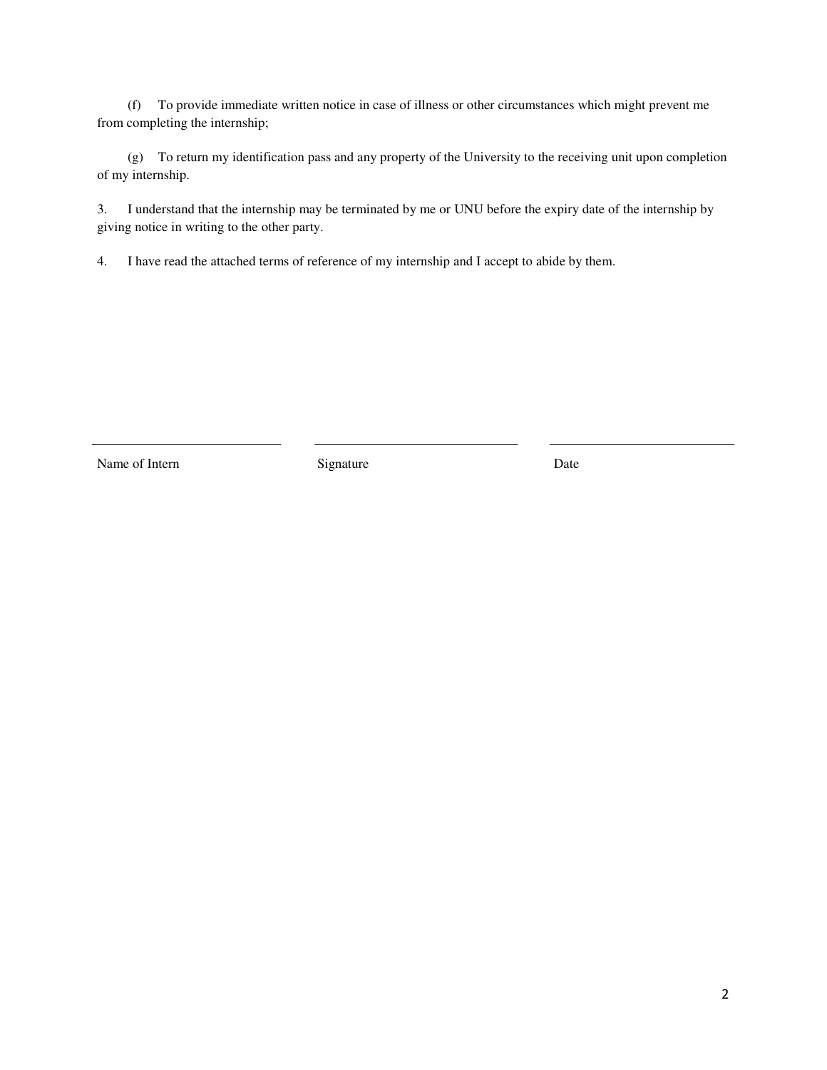(f) To provide immediate written notice in case of illness or other circumstances which might prevent me from completing the internship;

(g) To return my identification pass and any property of the University to the receiving unit upon completion of my internship.

3. I understand that the internship may be terminated by me or UNU before the expiry date of the internship by giving notice in writing to the other party.

4. I have read the attached terms of reference of my internship and I accept to abide by them.

| | | |
|---|---|---|
| ______________________ | ______________________ | ______________________ |
| Name of Intern | Signature | Date |